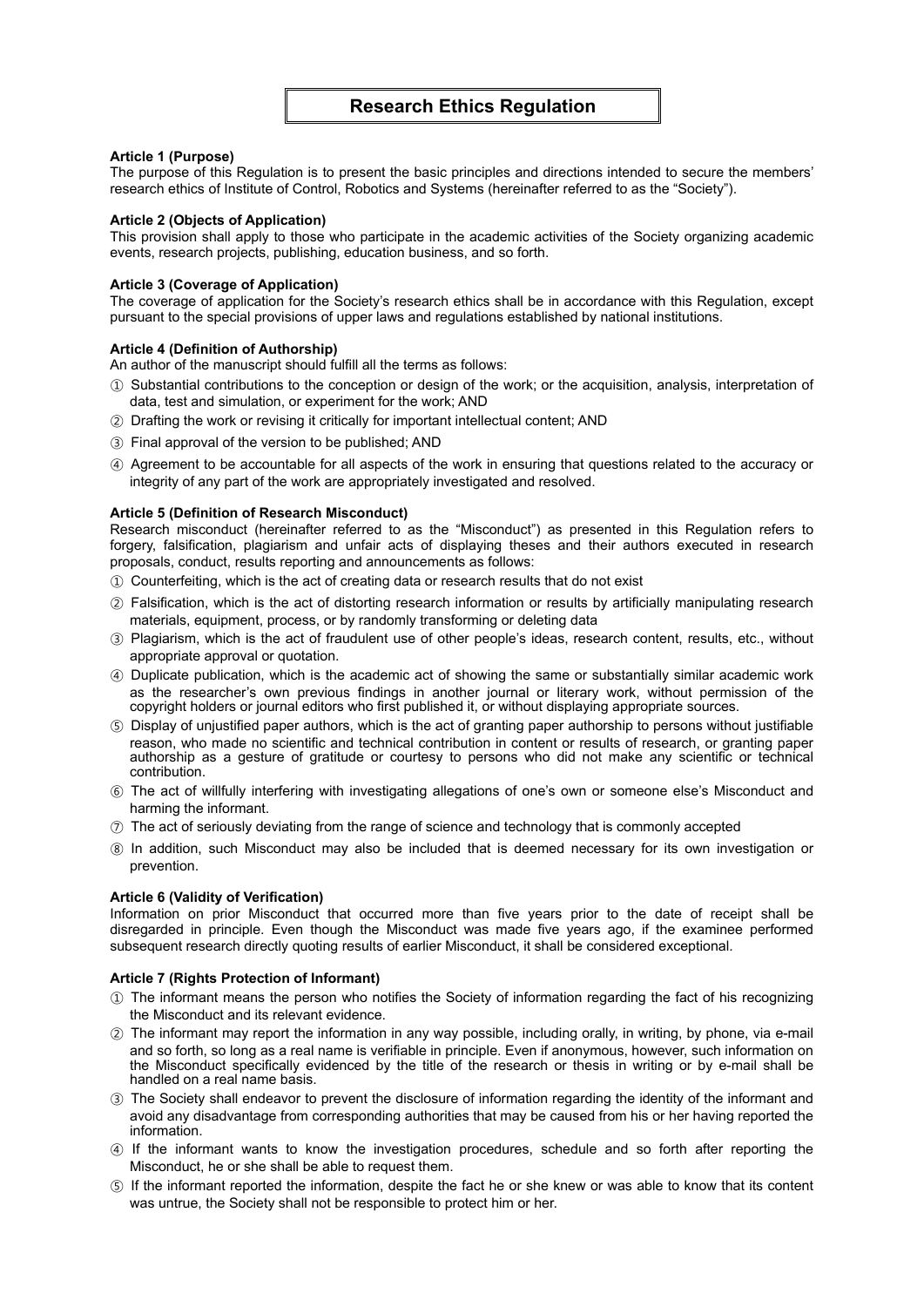# Research Ethics Regulation

**Article 1 (Purpose)**

The purpose of this Regulation is to present the basic principles and directions intended to secure the members' research ethics of Institute of Control, Robotics and Systems (hereinafter referred to as the "Society").

**Article 2 (Objects of Application)**

This provision shall apply to those who participate in the academic activities of the Society organizing academic events, research projects, publishing, education business, and so forth.

**Article 3 (Coverage of Application)**

The coverage of application for the Society's research ethics shall be in accordance with this Regulation, except pursuant to the special provisions of upper laws and regulations established by national institutions.

**Article 4 (Definition of Authorship)**

An author of the manuscript should fulfill all the terms as follows:

① Substantial contributions to the conception or design of the work; or the acquisition, analysis, interpretation of data, test and simulation, or experiment for the work; AND

② Drafting the work or revising it critically for important intellectual content; AND

③ Final approval of the version to be published; AND

④ Agreement to be accountable for all aspects of the work in ensuring that questions related to the accuracy or integrity of any part of the work are appropriately investigated and resolved.

**Article 5 (Definition of Research Misconduct)**

Research misconduct (hereinafter referred to as the "Misconduct") as presented in this Regulation refers to forgery, falsification, plagiarism and unfair acts of displaying theses and their authors executed in research proposals, conduct, results reporting and announcements as follows:

① Counterfeiting, which is the act of creating data or research results that do not exist

② Falsification, which is the act of distorting research information or results by artificially manipulating research materials, equipment, process, or by randomly transforming or deleting data

③ Plagiarism, which is the act of fraudulent use of other people's ideas, research content, results, etc., without appropriate approval or quotation.

④ Duplicate publication, which is the academic act of showing the same or substantially similar academic work as the researcher's own previous findings in another journal or literary work, without permission of the copyright holders or journal editors who first published it, or without displaying appropriate sources.

⑤ Display of unjustified paper authors, which is the act of granting paper authorship to persons without justifiable reason, who made no scientific and technical contribution in content or results of research, or granting paper authorship as a gesture of gratitude or courtesy to persons who did not make any scientific or technical contribution.

⑥ The act of willfully interfering with investigating allegations of one's own or someone else's Misconduct and harming the informant.

⑦ The act of seriously deviating from the range of science and technology that is commonly accepted

⑧ In addition, such Misconduct may also be included that is deemed necessary for its own investigation or prevention.

**Article 6 (Validity of Verification)**

Information on prior Misconduct that occurred more than five years prior to the date of receipt shall be disregarded in principle. Even though the Misconduct was made five years ago, if the examinee performed subsequent research directly quoting results of earlier Misconduct, it shall be considered exceptional.

**Article 7 (Rights Protection of Informant)**

① The informant means the person who notifies the Society of information regarding the fact of his recognizing the Misconduct and its relevant evidence.

② The informant may report the information in any way possible, including orally, in writing, by phone, via e-mail and so forth, so long as a real name is verifiable in principle. Even if anonymous, however, such information on the Misconduct specifically evidenced by the title of the research or thesis in writing or by e-mail shall be handled on a real name basis.

③ The Society shall endeavor to prevent the disclosure of information regarding the identity of the informant and avoid any disadvantage from corresponding authorities that may be caused from his or her having reported the information.

④ If the informant wants to know the investigation procedures, schedule and so forth after reporting the Misconduct, he or she shall be able to request them.

⑤ If the informant reported the information, despite the fact he or she knew or was able to know that its content was untrue, the Society shall not be responsible to protect him or her.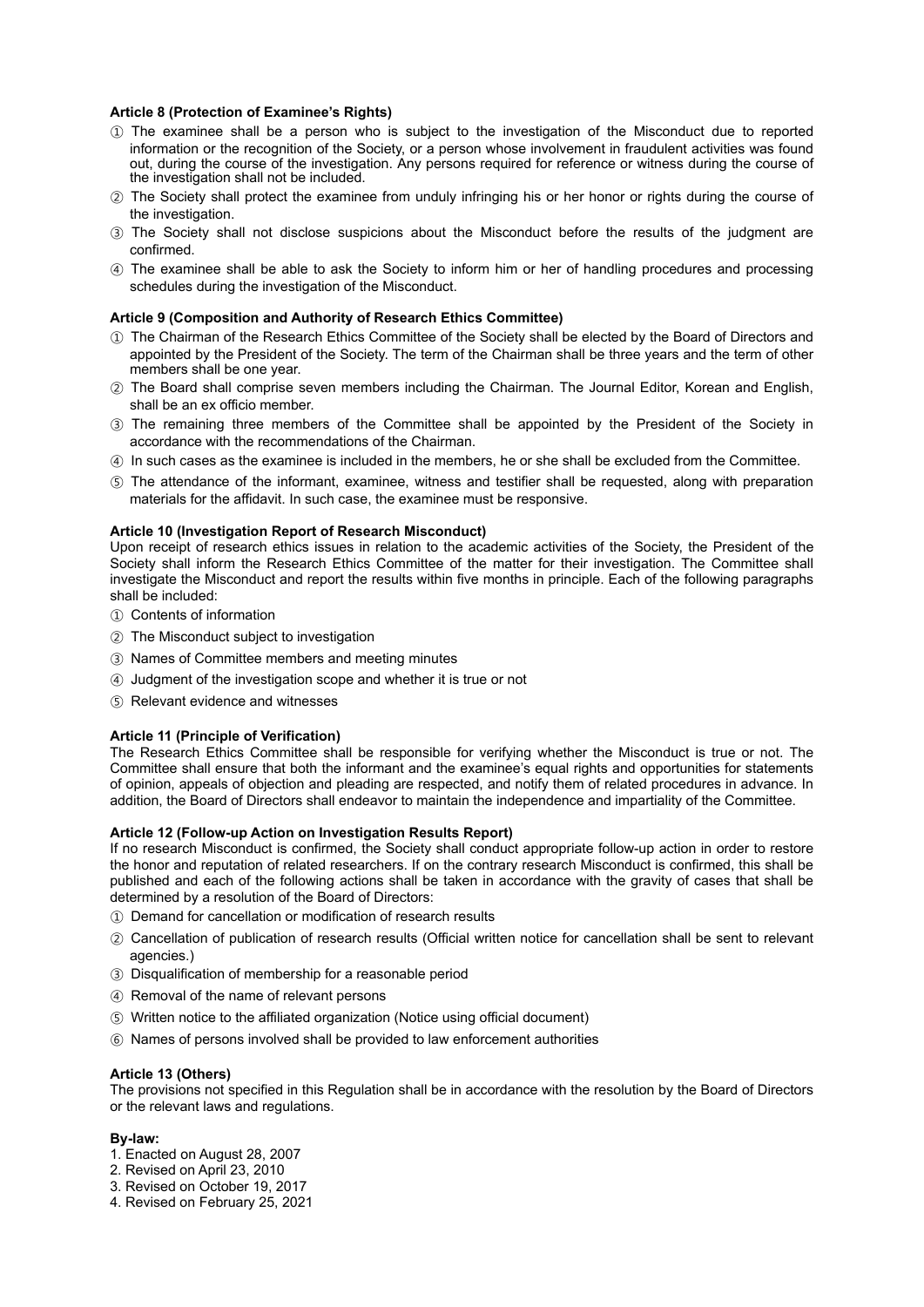**Article 8 (Protection of Examinee's Rights)**

① The examinee shall be a person who is subject to the investigation of the Misconduct due to reported information or the recognition of the Society, or a person whose involvement in fraudulent activities was found out, during the course of the investigation. Any persons required for reference or witness during the course of the investigation shall not be included.

② The Society shall protect the examinee from unduly infringing his or her honor or rights during the course of the investigation.

③ The Society shall not disclose suspicions about the Misconduct before the results of the judgment are confirmed.

④ The examinee shall be able to ask the Society to inform him or her of handling procedures and processing schedules during the investigation of the Misconduct.

**Article 9 (Composition and Authority of Research Ethics Committee)**

① The Chairman of the Research Ethics Committee of the Society shall be elected by the Board of Directors and appointed by the President of the Society. The term of the Chairman shall be three years and the term of other members shall be one year.

② The Board shall comprise seven members including the Chairman. The Journal Editor, Korean and English, shall be an ex officio member.

③ The remaining three members of the Committee shall be appointed by the President of the Society in accordance with the recommendations of the Chairman.

④ In such cases as the examinee is included in the members, he or she shall be excluded from the Committee.

⑤ The attendance of the informant, examinee, witness and testifier shall be requested, along with preparation materials for the affidavit. In such case, the examinee must be responsive.

**Article 10 (Investigation Report of Research Misconduct)**

Upon receipt of research ethics issues in relation to the academic activities of the Society, the President of the Society shall inform the Research Ethics Committee of the matter for their investigation. The Committee shall investigate the Misconduct and report the results within five months in principle. Each of the following paragraphs shall be included:

① Contents of information

② The Misconduct subject to investigation

③ Names of Committee members and meeting minutes

④ Judgment of the investigation scope and whether it is true or not

⑤ Relevant evidence and witnesses

**Article 11 (Principle of Verification)**

The Research Ethics Committee shall be responsible for verifying whether the Misconduct is true or not. The Committee shall ensure that both the informant and the examinee's equal rights and opportunities for statements of opinion, appeals of objection and pleading are respected, and notify them of related procedures in advance. In addition, the Board of Directors shall endeavor to maintain the independence and impartiality of the Committee.

**Article 12 (Follow-up Action on Investigation Results Report)**

If no research Misconduct is confirmed, the Society shall conduct appropriate follow-up action in order to restore the honor and reputation of related researchers. If on the contrary research Misconduct is confirmed, this shall be published and each of the following actions shall be taken in accordance with the gravity of cases that shall be determined by a resolution of the Board of Directors:

① Demand for cancellation or modification of research results

② Cancellation of publication of research results (Official written notice for cancellation shall be sent to relevant agencies.)

③ Disqualification of membership for a reasonable period

④ Removal of the name of relevant persons

⑤ Written notice to the affiliated organization (Notice using official document)

⑥ Names of persons involved shall be provided to law enforcement authorities

**Article 13 (Others)**

The provisions not specified in this Regulation shall be in accordance with the resolution by the Board of Directors or the relevant laws and regulations.

**By-law:**

1. Enacted on August 28, 2007
2. Revised on April 23, 2010
3. Revised on October 19, 2017
4. Revised on February 25, 2021